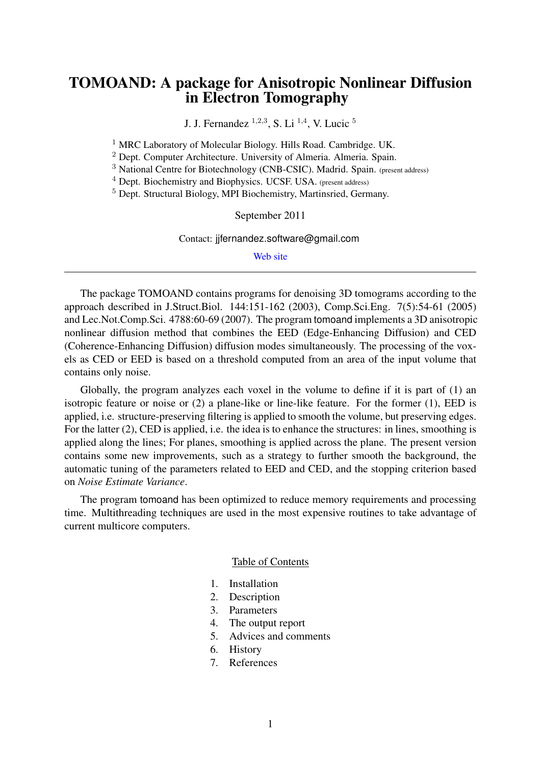# TOMOAND: A package for Anisotropic Nonlinear Diffusion in Electron Tomography

J. J. Fernandez [1,2,3], S. Li [1,4], V. Lucic [5]

[1] MRC Laboratory of Molecular Biology. Hills Road. Cambridge. UK.
[2] Dept. Computer Architecture. University of Almeria. Almeria. Spain.
[3] National Centre for Biotechnology (CNB-CSIC). Madrid. Spain. (present address)
[4] Dept. Biochemistry and Biophysics. UCSF. USA. (present address)
[5] Dept. Structural Biology, MPI Biochemistry, Martinsried, Germany.

September 2011

Contact: jjfernandez.software@gmail.com

Web site

---

The package TOMOAND contains programs for denoising 3D tomograms according to the approach described in J.Struct.Biol. 144:151-162 (2003), Comp.Sci.Eng. 7(5):54-61 (2005) and Lec.Not.Comp.Sci. 4788:60-69 (2007). The program tomoand implements a 3D anisotropic nonlinear diffusion method that combines the EED (Edge-Enhancing Diffusion) and CED (Coherence-Enhancing Diffusion) diffusion modes simultaneously. The processing of the voxels as CED or EED is based on a threshold computed from an area of the input volume that contains only noise.

Globally, the program analyzes each voxel in the volume to define if it is part of (1) an isotropic feature or noise or (2) a plane-like or line-like feature. For the former (1), EED is applied, i.e. structure-preserving filtering is applied to smooth the volume, but preserving edges. For the latter (2), CED is applied, i.e. the idea is to enhance the structures: in lines, smoothing is applied along the lines; For planes, smoothing is applied across the plane. The present version contains some new improvements, such as a strategy to further smooth the background, the automatic tuning of the parameters related to EED and CED, and the stopping criterion based on *Noise Estimate Variance*.

The program tomoand has been optimized to reduce memory requirements and processing time. Multithreading techniques are used in the most expensive routines to take advantage of current multicore computers.

Table of Contents

1. Installation
2. Description
3. Parameters
4. The output report
5. Advices and comments
6. History
7. References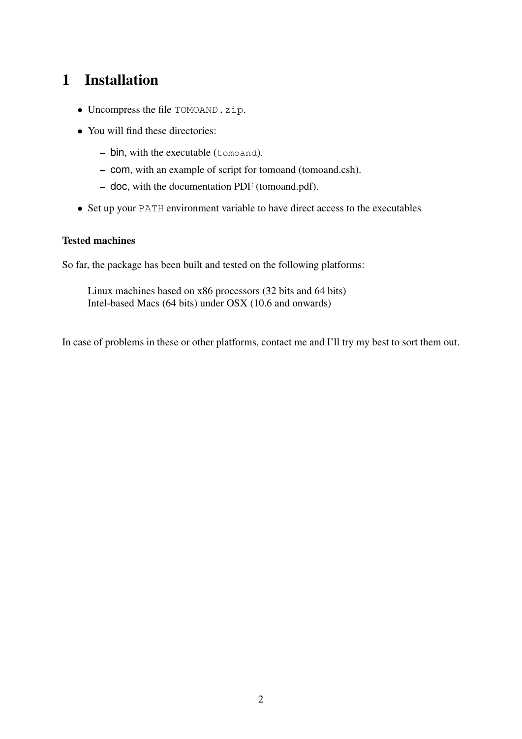# 1 Installation

- Uncompress the file `TOMOAND.zip`.
- You will find these directories:
  - bin, with the executable (`tomoand`).
  - com, with an example of script for tomoand (tomoand.csh).
  - doc, with the documentation PDF (tomoand.pdf).
- Set up your `PATH` environment variable to have direct access to the executables

### Tested machines

So far, the package has been built and tested on the following platforms:

Linux machines based on x86 processors (32 bits and 64 bits)
Intel-based Macs (64 bits) under OSX (10.6 and onwards)

In case of problems in these or other platforms, contact me and I'll try my best to sort them out.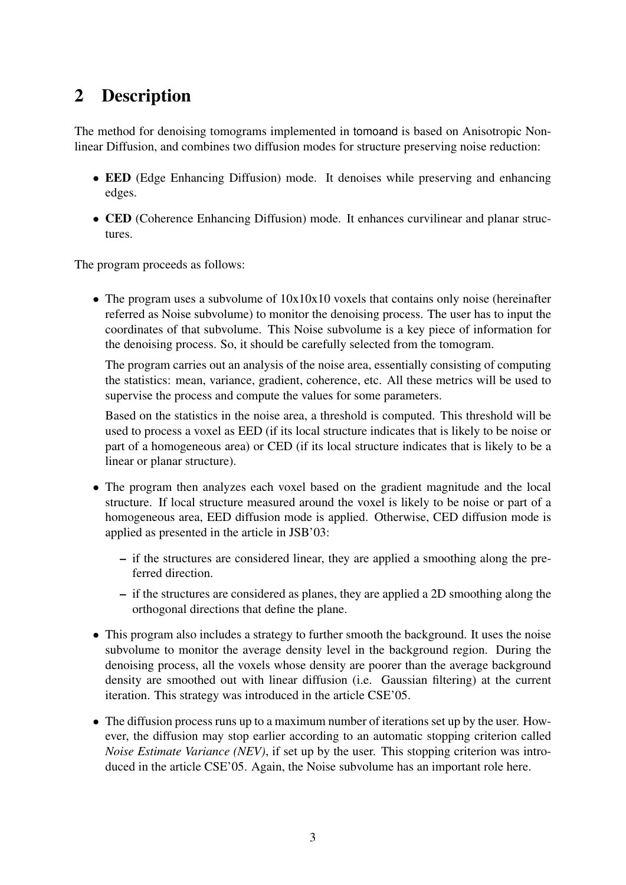## 2 Description

The method for denoising tomograms implemented in tomoand is based on Anisotropic Nonlinear Diffusion, and combines two diffusion modes for structure preserving noise reduction:

- **EED** (Edge Enhancing Diffusion) mode. It denoises while preserving and enhancing edges.
- **CED** (Coherence Enhancing Diffusion) mode. It enhances curvilinear and planar structures.

The program proceeds as follows:

- The program uses a subvolume of 10x10x10 voxels that contains only noise (hereinafter referred as Noise subvolume) to monitor the denoising process. The user has to input the coordinates of that subvolume. This Noise subvolume is a key piece of information for the denoising process. So, it should be carefully selected from the tomogram.

  The program carries out an analysis of the noise area, essentially consisting of computing the statistics: mean, variance, gradient, coherence, etc. All these metrics will be used to supervise the process and compute the values for some parameters.

  Based on the statistics in the noise area, a threshold is computed. This threshold will be used to process a voxel as EED (if its local structure indicates that is likely to be noise or part of a homogeneous area) or CED (if its local structure indicates that is likely to be a linear or planar structure).

- The program then analyzes each voxel based on the gradient magnitude and the local structure. If local structure measured around the voxel is likely to be noise or part of a homogeneous area, EED diffusion mode is applied. Otherwise, CED diffusion mode is applied as presented in the article in JSB'03:
  - if the structures are considered linear, they are applied a smoothing along the preferred direction.
  - if the structures are considered as planes, they are applied a 2D smoothing along the orthogonal directions that define the plane.

- This program also includes a strategy to further smooth the background. It uses the noise subvolume to monitor the average density level in the background region. During the denoising process, all the voxels whose density are poorer than the average background density are smoothed out with linear diffusion (i.e. Gaussian filtering) at the current iteration. This strategy was introduced in the article CSE'05.

- The diffusion process runs up to a maximum number of iterations set up by the user. However, the diffusion may stop earlier according to an automatic stopping criterion called *Noise Estimate Variance (NEV)*, if set up by the user. This stopping criterion was introduced in the article CSE'05. Again, the Noise subvolume has an important role here.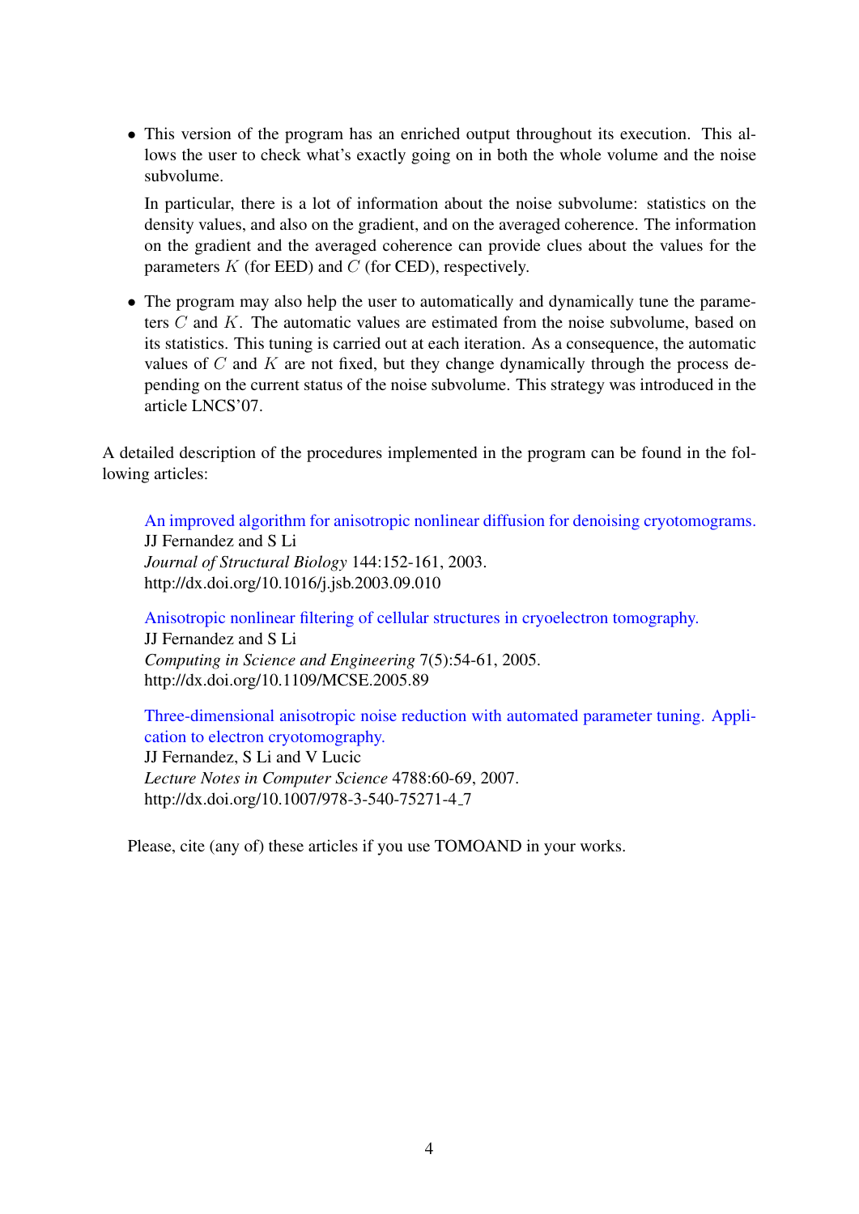- This version of the program has an enriched output throughout its execution. This allows the user to check what's exactly going on in both the whole volume and the noise subvolume.

  In particular, there is a lot of information about the noise subvolume: statistics on the density values, and also on the gradient, and on the averaged coherence. The information on the gradient and the averaged coherence can provide clues about the values for the parameters $K$ (for EED) and $C$ (for CED), respectively.

- The program may also help the user to automatically and dynamically tune the parameters $C$ and $K$. The automatic values are estimated from the noise subvolume, based on its statistics. This tuning is carried out at each iteration. As a consequence, the automatic values of $C$ and $K$ are not fixed, but they change dynamically through the process depending on the current status of the noise subvolume. This strategy was introduced in the article LNCS'07.

A detailed description of the procedures implemented in the program can be found in the following articles:

> An improved algorithm for anisotropic nonlinear diffusion for denoising cryotomograms.
> JJ Fernandez and S Li
> *Journal of Structural Biology* 144:152-161, 2003.
> http://dx.doi.org/10.1016/j.jsb.2003.09.010

> Anisotropic nonlinear filtering of cellular structures in cryoelectron tomography.
> JJ Fernandez and S Li
> *Computing in Science and Engineering* 7(5):54-61, 2005.
> http://dx.doi.org/10.1109/MCSE.2005.89

> Three-dimensional anisotropic noise reduction with automated parameter tuning. Application to electron cryotomography.
> JJ Fernandez, S Li and V Lucic
> *Lecture Notes in Computer Science* 4788:60-69, 2007.
> http://dx.doi.org/10.1007/978-3-540-75271-4_7

Please, cite (any of) these articles if you use TOMOAND in your works.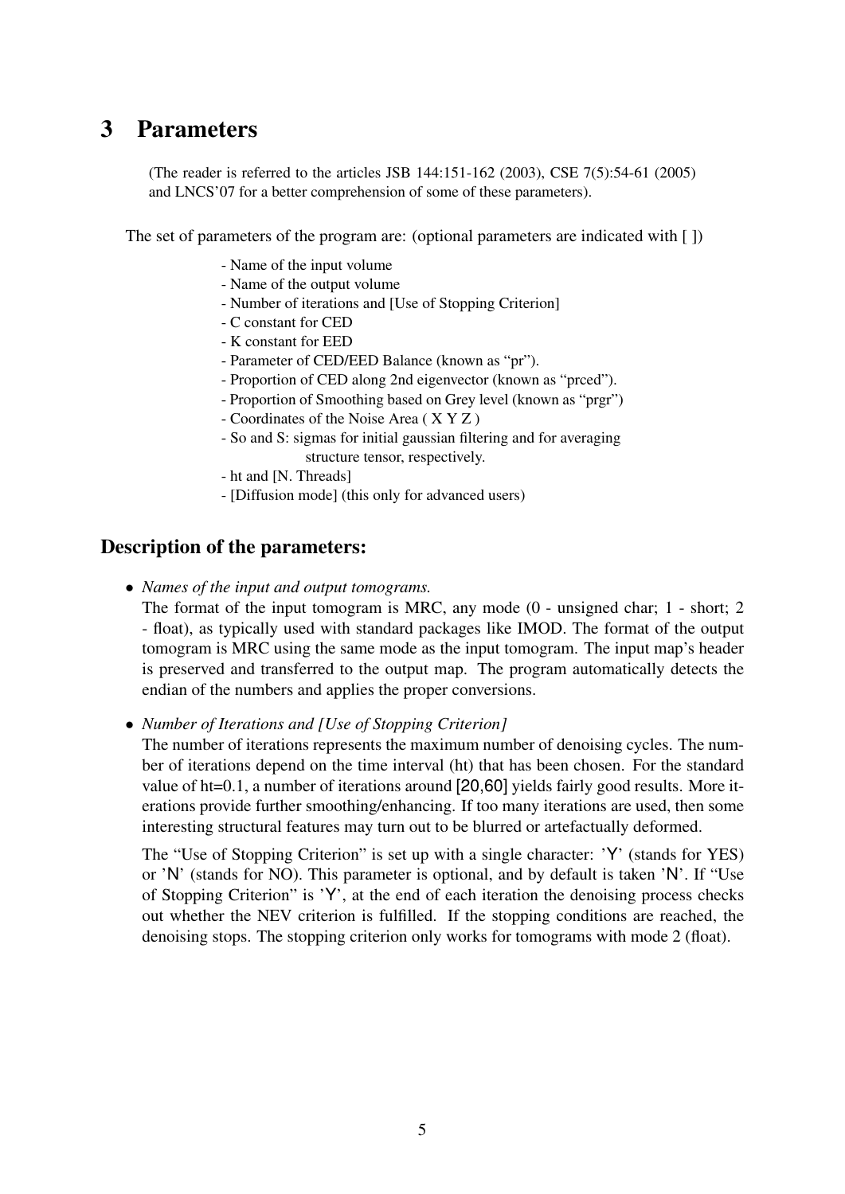# 3 Parameters

(The reader is referred to the articles JSB 144:151-162 (2003), CSE 7(5):54-61 (2005) and LNCS'07 for a better comprehension of some of these parameters).

The set of parameters of the program are: (optional parameters are indicated with [ ])

- Name of the input volume
- Name of the output volume
- Number of iterations and [Use of Stopping Criterion]
- C constant for CED
- K constant for EED
- Parameter of CED/EED Balance (known as "pr").
- Proportion of CED along 2nd eigenvector (known as "prced").
- Proportion of Smoothing based on Grey level (known as "prgr")
- Coordinates of the Noise Area ( X Y Z )
- So and S: sigmas for initial gaussian filtering and for averaging structure tensor, respectively.
- ht and [N. Threads]
- [Diffusion mode] (this only for advanced users)

## Description of the parameters:

- *Names of the input and output tomograms.*
  The format of the input tomogram is MRC, any mode (0 - unsigned char; 1 - short; 2 - float), as typically used with standard packages like IMOD. The format of the output tomogram is MRC using the same mode as the input tomogram. The input map's header is preserved and transferred to the output map. The program automatically detects the endian of the numbers and applies the proper conversions.

- *Number of Iterations and [Use of Stopping Criterion]*
  The number of iterations represents the maximum number of denoising cycles. The number of iterations depend on the time interval (ht) that has been chosen. For the standard value of ht=0.1, a number of iterations around [20,60] yields fairly good results. More iterations provide further smoothing/enhancing. If too many iterations are used, then some interesting structural features may turn out to be blurred or artefactually deformed.

  The "Use of Stopping Criterion" is set up with a single character: 'Y' (stands for YES) or 'N' (stands for NO). This parameter is optional, and by default is taken 'N'. If "Use of Stopping Criterion" is 'Y', at the end of each iteration the denoising process checks out whether the NEV criterion is fulfilled. If the stopping conditions are reached, the denoising stops. The stopping criterion only works for tomograms with mode 2 (float).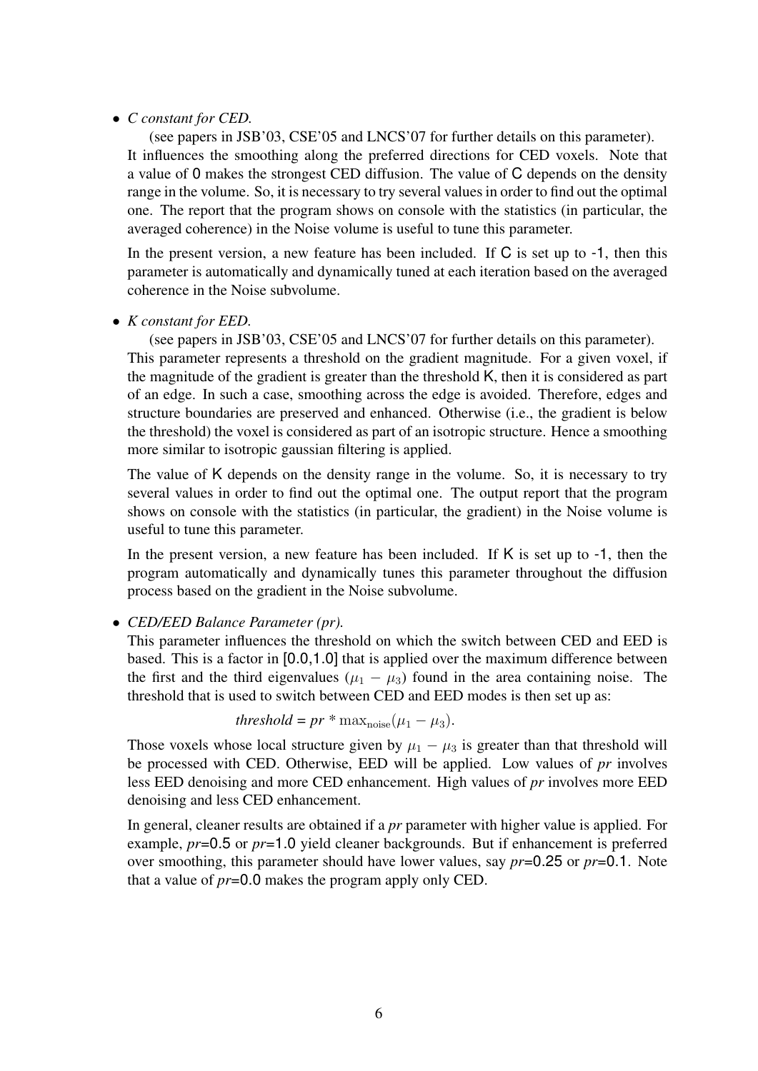- *C constant for CED.*

  (see papers in JSB'03, CSE'05 and LNCS'07 for further details on this parameter). It influences the smoothing along the preferred directions for CED voxels. Note that a value of 0 makes the strongest CED diffusion. The value of C depends on the density range in the volume. So, it is necessary to try several values in order to find out the optimal one. The report that the program shows on console with the statistics (in particular, the averaged coherence) in the Noise volume is useful to tune this parameter.

  In the present version, a new feature has been included. If C is set up to -1, then this parameter is automatically and dynamically tuned at each iteration based on the averaged coherence in the Noise subvolume.

- *K constant for EED.*

  (see papers in JSB'03, CSE'05 and LNCS'07 for further details on this parameter). This parameter represents a threshold on the gradient magnitude. For a given voxel, if the magnitude of the gradient is greater than the threshold K, then it is considered as part of an edge. In such a case, smoothing across the edge is avoided. Therefore, edges and structure boundaries are preserved and enhanced. Otherwise (i.e., the gradient is below the threshold) the voxel is considered as part of an isotropic structure. Hence a smoothing more similar to isotropic gaussian filtering is applied.

  The value of K depends on the density range in the volume. So, it is necessary to try several values in order to find out the optimal one. The output report that the program shows on console with the statistics (in particular, the gradient) in the Noise volume is useful to tune this parameter.

  In the present version, a new feature has been included. If K is set up to -1, then the program automatically and dynamically tunes this parameter throughout the diffusion process based on the gradient in the Noise subvolume.

- *CED/EED Balance Parameter (pr).*

  This parameter influences the threshold on which the switch between CED and EED is based. This is a factor in [0.0,1.0] that is applied over the maximum difference between the first and the third eigenvalues ($\mu_1 - \mu_3$) found in the area containing noise. The threshold that is used to switch between CED and EED modes is then set up as:

  $$threshold = pr * \max_{\text{noise}}(\mu_1 - \mu_3).$$

  Those voxels whose local structure given by $\mu_1 - \mu_3$ is greater than that threshold will be processed with CED. Otherwise, EED will be applied. Low values of *pr* involves less EED denoising and more CED enhancement. High values of *pr* involves more EED denoising and less CED enhancement.

  In general, cleaner results are obtained if a *pr* parameter with higher value is applied. For example, *pr*=0.5 or *pr*=1.0 yield cleaner backgrounds. But if enhancement is preferred over smoothing, this parameter should have lower values, say *pr*=0.25 or *pr*=0.1. Note that a value of *pr*=0.0 makes the program apply only CED.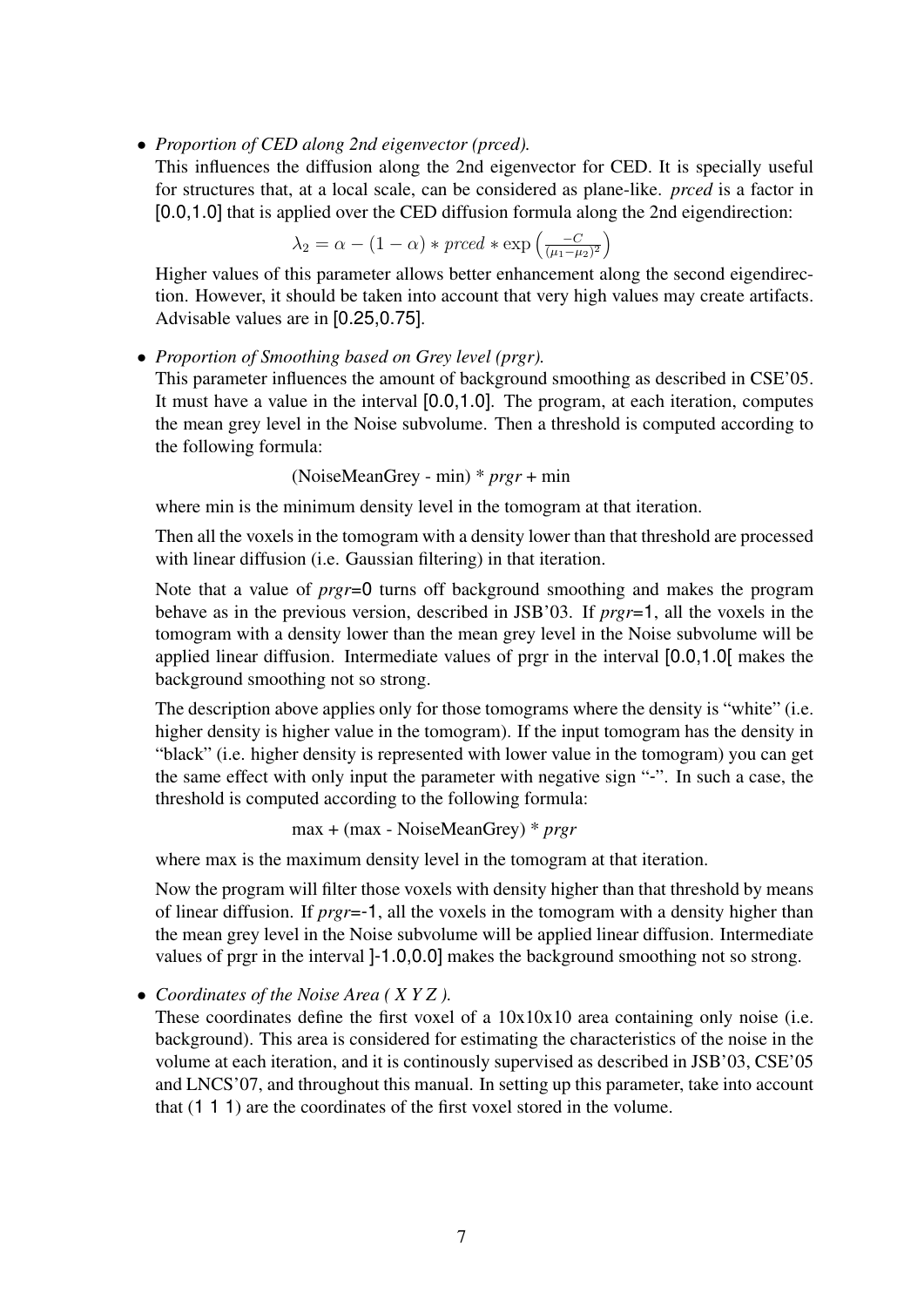- *Proportion of CED along 2nd eigenvector (prced).*
  This influences the diffusion along the 2nd eigenvector for CED. It is specially useful for structures that, at a local scale, can be considered as plane-like. *prced* is a factor in [0.0,1.0] that is applied over the CED diffusion formula along the 2nd eigendirection:

  $$\lambda_2 = \alpha - (1 - \alpha) * prced * \exp\left(\frac{-C}{(\mu_1 - \mu_2)^2}\right)$$

  Higher values of this parameter allows better enhancement along the second eigendirection. However, it should be taken into account that very high values may create artifacts. Advisable values are in [0.25,0.75].

- *Proportion of Smoothing based on Grey level (prgr).*
  This parameter influences the amount of background smoothing as described in CSE'05. It must have a value in the interval [0.0,1.0]. The program, at each iteration, computes the mean grey level in the Noise subvolume. Then a threshold is computed according to the following formula:

  (NoiseMeanGrey - min) * *prgr* + min

  where min is the minimum density level in the tomogram at that iteration.

  Then all the voxels in the tomogram with a density lower than that threshold are processed with linear diffusion (i.e. Gaussian filtering) in that iteration.

  Note that a value of *prgr*=0 turns off background smoothing and makes the program behave as in the previous version, described in JSB'03. If *prgr*=1, all the voxels in the tomogram with a density lower than the mean grey level in the Noise subvolume will be applied linear diffusion. Intermediate values of prgr in the interval [0.0,1.0[ makes the background smoothing not so strong.

  The description above applies only for those tomograms where the density is "white" (i.e. higher density is higher value in the tomogram). If the input tomogram has the density in "black" (i.e. higher density is represented with lower value in the tomogram) you can get the same effect with only input the parameter with negative sign "-". In such a case, the threshold is computed according to the following formula:

  max + (max - NoiseMeanGrey) * *prgr*

  where max is the maximum density level in the tomogram at that iteration.

  Now the program will filter those voxels with density higher than that threshold by means of linear diffusion. If *prgr*=-1, all the voxels in the tomogram with a density higher than the mean grey level in the Noise subvolume will be applied linear diffusion. Intermediate values of prgr in the interval ]-1.0,0.0] makes the background smoothing not so strong.

- *Coordinates of the Noise Area ( X Y Z ).*
  These coordinates define the first voxel of a 10x10x10 area containing only noise (i.e. background). This area is considered for estimating the characteristics of the noise in the volume at each iteration, and it is continously supervised as described in JSB'03, CSE'05 and LNCS'07, and throughout this manual. In setting up this parameter, take into account that (1 1 1) are the coordinates of the first voxel stored in the volume.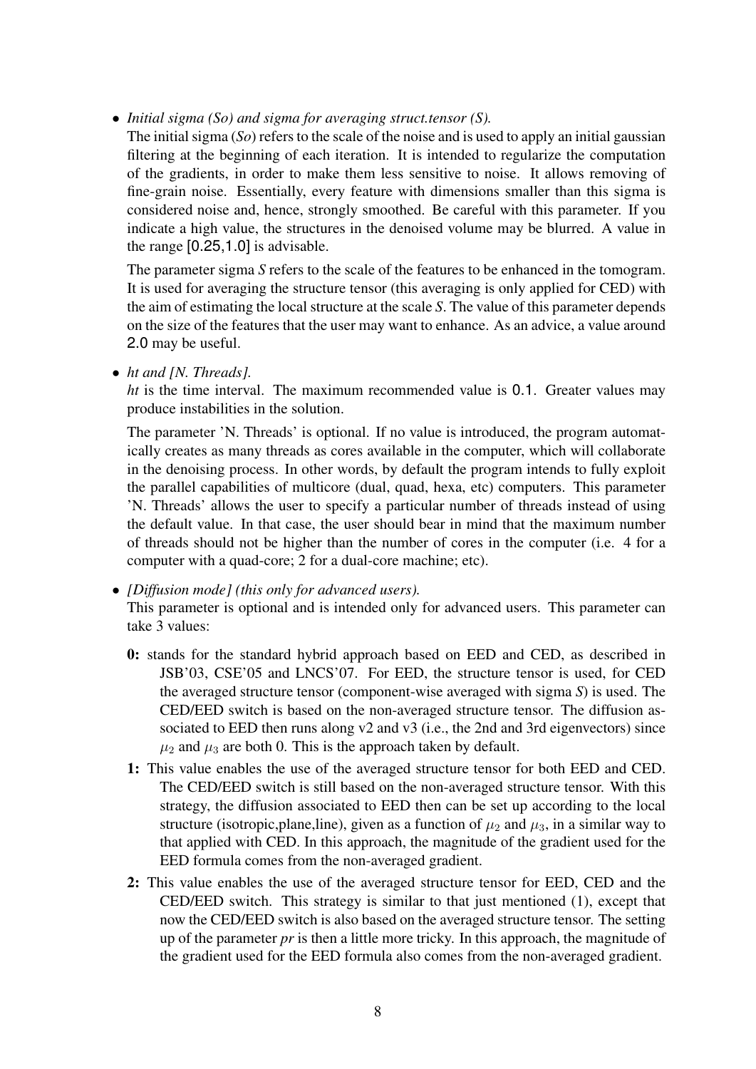- *Initial sigma (So) and sigma for averaging struct.tensor (S).*
  The initial sigma (*So*) refers to the scale of the noise and is used to apply an initial gaussian filtering at the beginning of each iteration. It is intended to regularize the computation of the gradients, in order to make them less sensitive to noise. It allows removing of fine-grain noise. Essentially, every feature with dimensions smaller than this sigma is considered noise and, hence, strongly smoothed. Be careful with this parameter. If you indicate a high value, the structures in the denoised volume may be blurred. A value in the range [0.25,1.0] is advisable.

  The parameter sigma *S* refers to the scale of the features to be enhanced in the tomogram. It is used for averaging the structure tensor (this averaging is only applied for CED) with the aim of estimating the local structure at the scale *S*. The value of this parameter depends on the size of the features that the user may want to enhance. As an advice, a value around 2.0 may be useful.

- *ht and [N. Threads].*
  *ht* is the time interval. The maximum recommended value is 0.1. Greater values may produce instabilities in the solution.

  The parameter 'N. Threads' is optional. If no value is introduced, the program automatically creates as many threads as cores available in the computer, which will collaborate in the denoising process. In other words, by default the program intends to fully exploit the parallel capabilities of multicore (dual, quad, hexa, etc) computers. This parameter 'N. Threads' allows the user to specify a particular number of threads instead of using the default value. In that case, the user should bear in mind that the maximum number of threads should not be higher than the number of cores in the computer (i.e. 4 for a computer with a quad-core; 2 for a dual-core machine; etc).

- *[Diffusion mode] (this only for advanced users).*
  This parameter is optional and is intended only for advanced users. This parameter can take 3 values:

  **0:** stands for the standard hybrid approach based on EED and CED, as described in JSB'03, CSE'05 and LNCS'07. For EED, the structure tensor is used, for CED the averaged structure tensor (component-wise averaged with sigma *S*) is used. The CED/EED switch is based on the non-averaged structure tensor. The diffusion associated to EED then runs along v2 and v3 (i.e., the 2nd and 3rd eigenvectors) since $\mu_2$ and $\mu_3$ are both 0. This is the approach taken by default.

  **1:** This value enables the use of the averaged structure tensor for both EED and CED. The CED/EED switch is still based on the non-averaged structure tensor. With this strategy, the diffusion associated to EED then can be set up according to the local structure (isotropic,plane,line), given as a function of $\mu_2$ and $\mu_3$, in a similar way to that applied with CED. In this approach, the magnitude of the gradient used for the EED formula comes from the non-averaged gradient.

  **2:** This value enables the use of the averaged structure tensor for EED, CED and the CED/EED switch. This strategy is similar to that just mentioned (1), except that now the CED/EED switch is also based on the averaged structure tensor. The setting up of the parameter *pr* is then a little more tricky. In this approach, the magnitude of the gradient used for the EED formula also comes from the non-averaged gradient.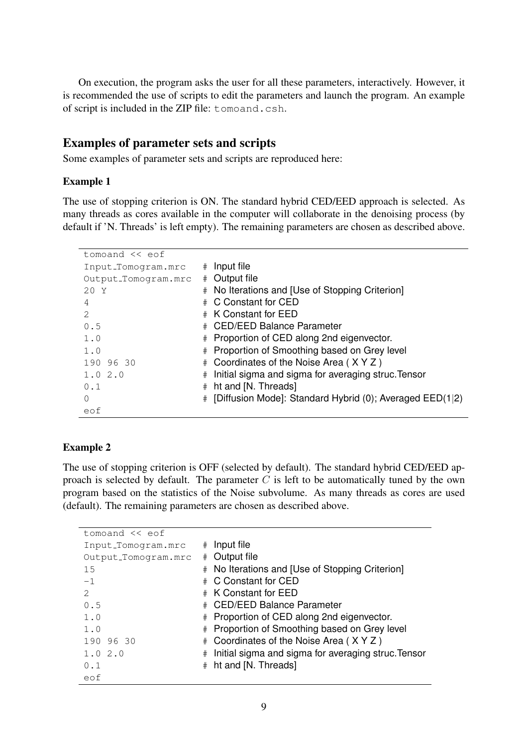On execution, the program asks the user for all these parameters, interactively. However, it is recommended the use of scripts to edit the parameters and launch the program. An example of script is included in the ZIP file: `tomoand.csh`.

## Examples of parameter sets and scripts

Some examples of parameter sets and scripts are reproduced here:

### Example 1

The use of stopping criterion is ON. The standard hybrid CED/EED approach is selected. As many threads as cores available in the computer will collaborate in the denoising process (by default if 'N. Threads' is left empty). The remaining parameters are chosen as described above.

```
tomoand << eof
Input_Tomogram.mrc     # Input file
Output_Tomogram.mrc    # Output file
20 Y                   # No Iterations and [Use of Stopping Criterion]
4                      # C Constant for CED
2                      # K Constant for EED
0.5                    # CED/EED Balance Parameter
1.0                    # Proportion of CED along 2nd eigenvector.
1.0                    # Proportion of Smoothing based on Grey level
190 96 30              # Coordinates of the Noise Area ( X Y Z )
1.0 2.0                # Initial sigma and sigma for averaging struc.Tensor
0.1                    # ht and [N. Threads]
0                      # [Diffusion Mode]: Standard Hybrid (0); Averaged EED(1|2)
eof
```

### Example 2

The use of stopping criterion is OFF (selected by default). The standard hybrid CED/EED approach is selected by default. The parameter $C$ is left to be automatically tuned by the own program based on the statistics of the Noise subvolume. As many threads as cores are used (default). The remaining parameters are chosen as described above.

```
tomoand << eof
Input_Tomogram.mrc     # Input file
Output_Tomogram.mrc    # Output file
15                     # No Iterations and [Use of Stopping Criterion]
-1                     # C Constant for CED
2                      # K Constant for EED
0.5                    # CED/EED Balance Parameter
1.0                    # Proportion of CED along 2nd eigenvector.
1.0                    # Proportion of Smoothing based on Grey level
190 96 30              # Coordinates of the Noise Area ( X Y Z )
1.0 2.0                # Initial sigma and sigma for averaging struc.Tensor
0.1                    # ht and [N. Threads]
eof
```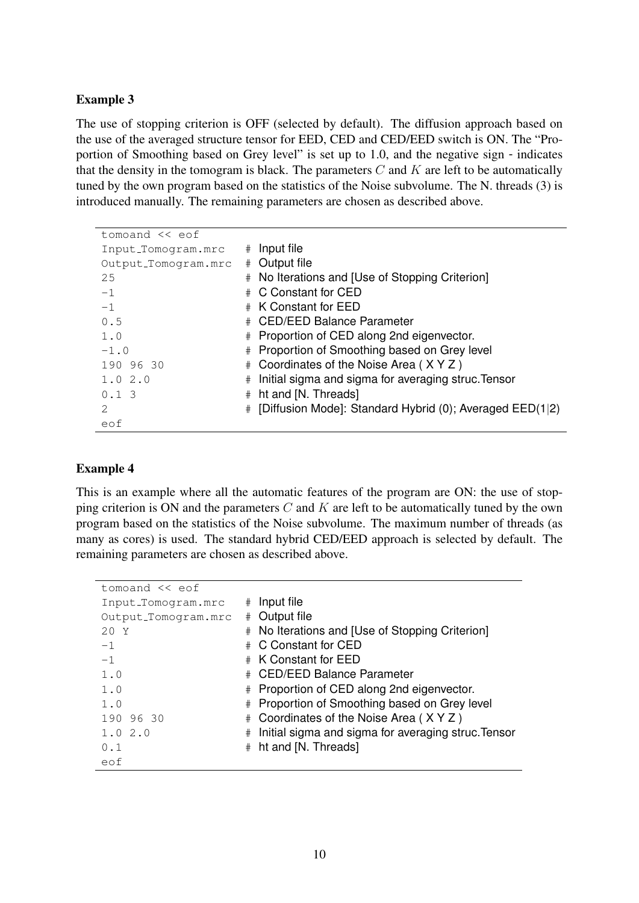**Example 3**

The use of stopping criterion is OFF (selected by default). The diffusion approach based on the use of the averaged structure tensor for EED, CED and CED/EED switch is ON. The "Proportion of Smoothing based on Grey level" is set up to 1.0, and the negative sign - indicates that the density in the tomogram is black. The parameters $C$ and $K$ are left to be automatically tuned by the own program based on the statistics of the Noise subvolume. The N. threads (3) is introduced manually. The remaining parameters are chosen as described above.

```
tomoand << eof
Input_Tomogram.mrc    # Input file
Output_Tomogram.mrc   # Output file
25                    # No Iterations and [Use of Stopping Criterion]
-1                    # C Constant for CED
-1                    # K Constant for EED
0.5                   # CED/EED Balance Parameter
1.0                   # Proportion of CED along 2nd eigenvector.
-1.0                  # Proportion of Smoothing based on Grey level
190 96 30             # Coordinates of the Noise Area ( X Y Z )
1.0 2.0               # Initial sigma and sigma for averaging struc.Tensor
0.1 3                 # ht and [N. Threads]
2                     # [Diffusion Mode]: Standard Hybrid (0); Averaged EED(1|2)
eof
```

**Example 4**

This is an example where all the automatic features of the program are ON: the use of stopping criterion is ON and the parameters $C$ and $K$ are left to be automatically tuned by the own program based on the statistics of the Noise subvolume. The maximum number of threads (as many as cores) is used. The standard hybrid CED/EED approach is selected by default. The remaining parameters are chosen as described above.

```
tomoand << eof
Input_Tomogram.mrc    # Input file
Output_Tomogram.mrc   # Output file
20 Y                  # No Iterations and [Use of Stopping Criterion]
-1                    # C Constant for CED
-1                    # K Constant for EED
1.0                   # CED/EED Balance Parameter
1.0                   # Proportion of CED along 2nd eigenvector.
1.0                   # Proportion of Smoothing based on Grey level
190 96 30             # Coordinates of the Noise Area ( X Y Z )
1.0 2.0               # Initial sigma and sigma for averaging struc.Tensor
0.1                   # ht and [N. Threads]
eof
```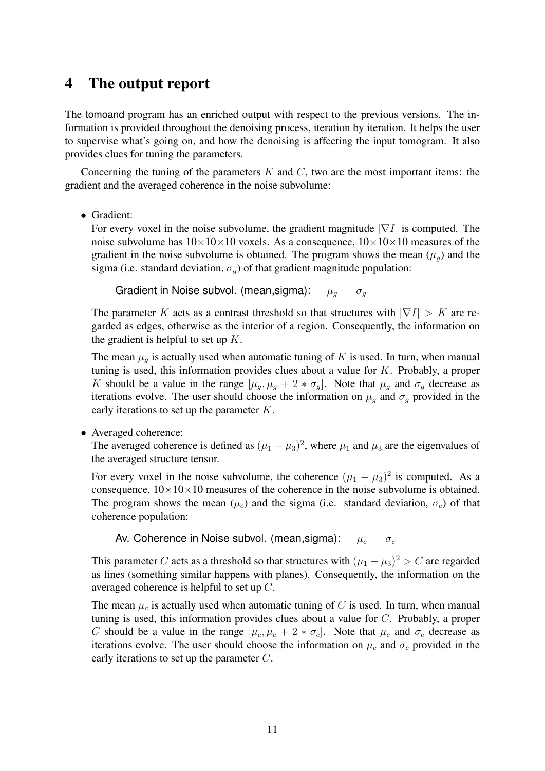## 4 The output report

The tomoand program has an enriched output with respect to the previous versions. The information is provided throughout the denoising process, iteration by iteration. It helps the user to supervise what's going on, and how the denoising is affecting the input tomogram. It also provides clues for tuning the parameters.

Concerning the tuning of the parameters $K$ and $C$, two are the most important items: the gradient and the averaged coherence in the noise subvolume:

- Gradient:
  For every voxel in the noise subvolume, the gradient magnitude $|\nabla I|$ is computed. The noise subvolume has $10{\times}10{\times}10$ voxels. As a consequence, $10{\times}10{\times}10$ measures of the gradient in the noise subvolume is obtained. The program shows the mean ($\mu_g$) and the sigma (i.e. standard deviation, $\sigma_g$) of that gradient magnitude population:

  Gradient in Noise subvol. (mean,sigma): $\mu_g$ $\sigma_g$

  The parameter $K$ acts as a contrast threshold so that structures with $|\nabla I| > K$ are regarded as edges, otherwise as the interior of a region. Consequently, the information on the gradient is helpful to set up $K$.

  The mean $\mu_g$ is actually used when automatic tuning of $K$ is used. In turn, when manual tuning is used, this information provides clues about a value for $K$. Probably, a proper $K$ should be a value in the range $[\mu_g, \mu_g + 2 * \sigma_g]$. Note that $\mu_g$ and $\sigma_g$ decrease as iterations evolve. The user should choose the information on $\mu_g$ and $\sigma_g$ provided in the early iterations to set up the parameter $K$.

- Averaged coherence:
  The averaged coherence is defined as $(\mu_1 - \mu_3)^2$, where $\mu_1$ and $\mu_3$ are the eigenvalues of the averaged structure tensor.

  For every voxel in the noise subvolume, the coherence $(\mu_1 - \mu_3)^2$ is computed. As a consequence, $10{\times}10{\times}10$ measures of the coherence in the noise subvolume is obtained. The program shows the mean ($\mu_c$) and the sigma (i.e. standard deviation, $\sigma_c$) of that coherence population:

  Av. Coherence in Noise subvol. (mean,sigma): $\mu_c$ $\sigma_c$

  This parameter $C$ acts as a threshold so that structures with $(\mu_1 - \mu_3)^2 > C$ are regarded as lines (something similar happens with planes). Consequently, the information on the averaged coherence is helpful to set up $C$.

  The mean $\mu_c$ is actually used when automatic tuning of $C$ is used. In turn, when manual tuning is used, this information provides clues about a value for $C$. Probably, a proper $C$ should be a value in the range $[\mu_c, \mu_c + 2 * \sigma_c]$. Note that $\mu_c$ and $\sigma_c$ decrease as iterations evolve. The user should choose the information on $\mu_c$ and $\sigma_c$ provided in the early iterations to set up the parameter $C$.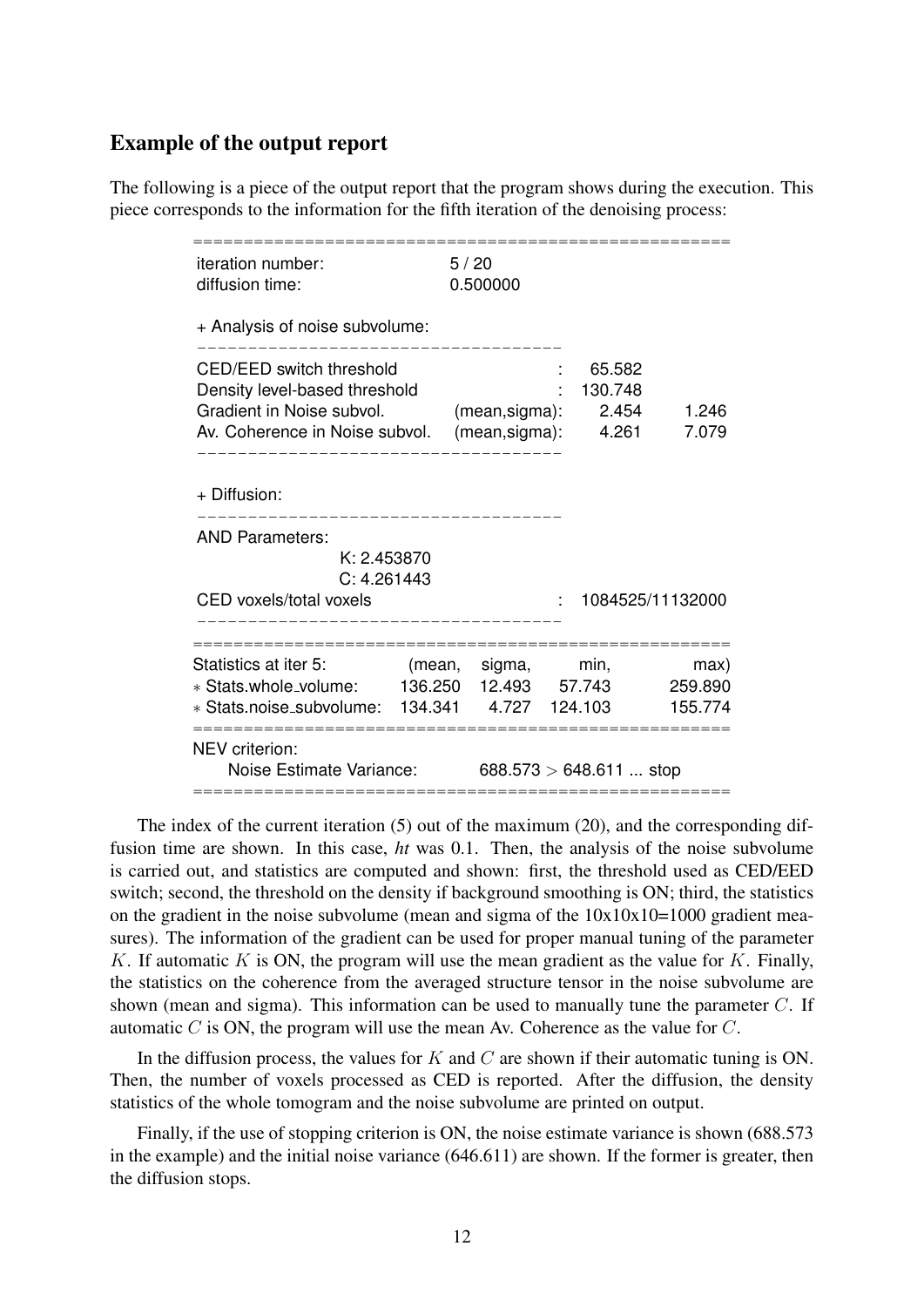## Example of the output report

The following is a piece of the output report that the program shows during the execution. This piece corresponds to the information for the fifth iteration of the denoising process:

```
=====================================================
iteration number:                5 / 20
diffusion time:                  0.500000

+ Analysis of noise subvolume:
-----------------------------------
CED/EED switch threshold                    :    65.582
Density level-based threshold               :   130.748
Gradient in Noise subvol.       (mean,sigma):     2.454      1.246
Av. Coherence in Noise subvol.  (mean,sigma):     4.261      7.079
-----------------------------------

+ Diffusion:
-----------------------------------
AND Parameters:
                  K: 2.453870
                  C: 4.261443
CED voxels/total voxels                     :   1084525/11132000
-----------------------------------

=====================================================
Statistics at iter 5:       (mean,   sigma,    min,       max)
* Stats.whole_volume:       136.250  12.493    57.743     259.890
* Stats.noise_subvolume:    134.341   4.727   124.103     155.774
=====================================================
NEV criterion:
     Noise Estimate Variance:          688.573 > 648.611 ... stop
=====================================================
```

The index of the current iteration (5) out of the maximum (20), and the corresponding diffusion time are shown. In this case, *ht* was 0.1. Then, the analysis of the noise subvolume is carried out, and statistics are computed and shown: first, the threshold used as CED/EED switch; second, the threshold on the density if background smoothing is ON; third, the statistics on the gradient in the noise subvolume (mean and sigma of the 10x10x10=1000 gradient measures). The information of the gradient can be used for proper manual tuning of the parameter $K$. If automatic $K$ is ON, the program will use the mean gradient as the value for $K$. Finally, the statistics on the coherence from the averaged structure tensor in the noise subvolume are shown (mean and sigma). This information can be used to manually tune the parameter $C$. If automatic $C$ is ON, the program will use the mean Av. Coherence as the value for $C$.

In the diffusion process, the values for $K$ and $C$ are shown if their automatic tuning is ON. Then, the number of voxels processed as CED is reported. After the diffusion, the density statistics of the whole tomogram and the noise subvolume are printed on output.

Finally, if the use of stopping criterion is ON, the noise estimate variance is shown (688.573 in the example) and the initial noise variance (646.611) are shown. If the former is greater, then the diffusion stops.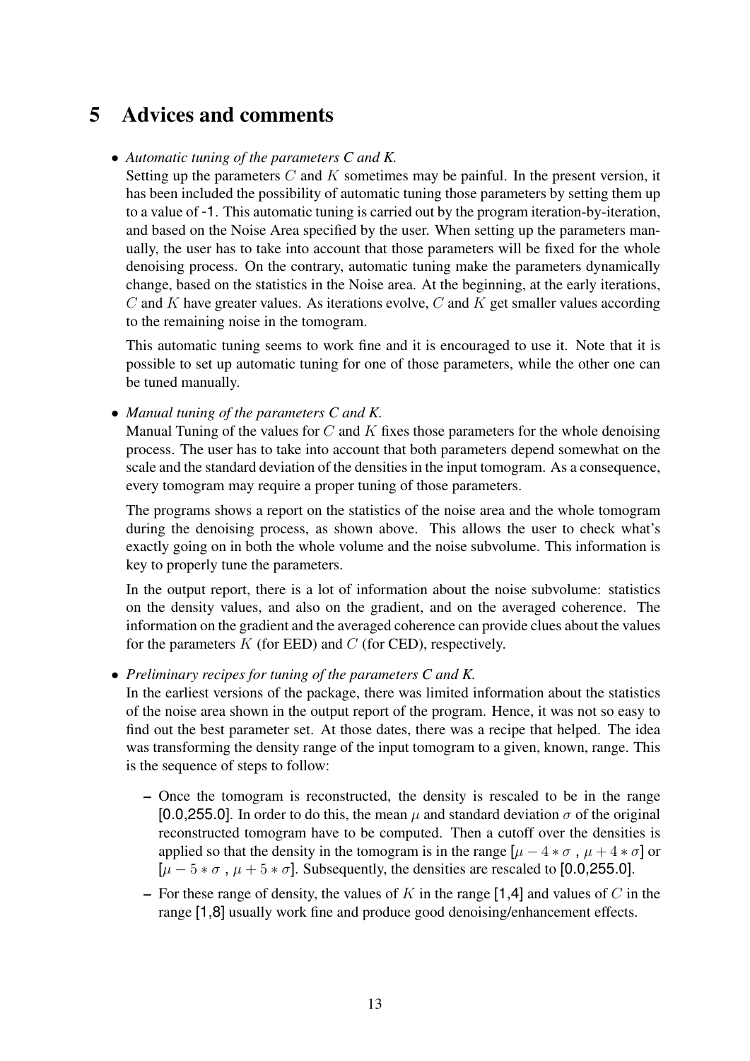# 5 Advices and comments

- *Automatic tuning of the parameters C and K.*
  Setting up the parameters $C$ and $K$ sometimes may be painful. In the present version, it has been included the possibility of automatic tuning those parameters by setting them up to a value of -1. This automatic tuning is carried out by the program iteration-by-iteration, and based on the Noise Area specified by the user. When setting up the parameters manually, the user has to take into account that those parameters will be fixed for the whole denoising process. On the contrary, automatic tuning make the parameters dynamically change, based on the statistics in the Noise area. At the beginning, at the early iterations, $C$ and $K$ have greater values. As iterations evolve, $C$ and $K$ get smaller values according to the remaining noise in the tomogram.

  This automatic tuning seems to work fine and it is encouraged to use it. Note that it is possible to set up automatic tuning for one of those parameters, while the other one can be tuned manually.

- *Manual tuning of the parameters C and K.*
  Manual Tuning of the values for $C$ and $K$ fixes those parameters for the whole denoising process. The user has to take into account that both parameters depend somewhat on the scale and the standard deviation of the densities in the input tomogram. As a consequence, every tomogram may require a proper tuning of those parameters.

  The programs shows a report on the statistics of the noise area and the whole tomogram during the denoising process, as shown above. This allows the user to check what's exactly going on in both the whole volume and the noise subvolume. This information is key to properly tune the parameters.

  In the output report, there is a lot of information about the noise subvolume: statistics on the density values, and also on the gradient, and on the averaged coherence. The information on the gradient and the averaged coherence can provide clues about the values for the parameters $K$ (for EED) and $C$ (for CED), respectively.

- *Preliminary recipes for tuning of the parameters C and K.*
  In the earliest versions of the package, there was limited information about the statistics of the noise area shown in the output report of the program. Hence, it was not so easy to find out the best parameter set. At those dates, there was a recipe that helped. The idea was transforming the density range of the input tomogram to a given, known, range. This is the sequence of steps to follow:

  - Once the tomogram is reconstructed, the density is rescaled to be in the range [0.0,255.0]. In order to do this, the mean $\mu$ and standard deviation $\sigma$ of the original reconstructed tomogram have to be computed. Then a cutoff over the densities is applied so that the density in the tomogram is in the range [$\mu - 4 * \sigma$ , $\mu + 4 * \sigma$] or [$\mu - 5 * \sigma$ , $\mu + 5 * \sigma$]. Subsequently, the densities are rescaled to [0.0,255.0].
  - For these range of density, the values of $K$ in the range [1,4] and values of $C$ in the range [1,8] usually work fine and produce good denoising/enhancement effects.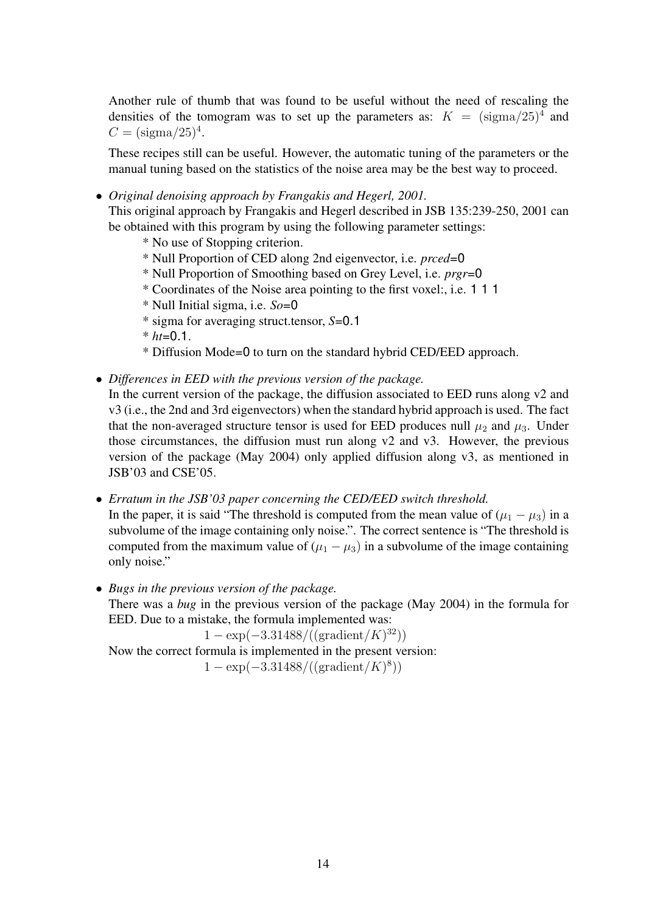Another rule of thumb that was found to be useful without the need of rescaling the densities of the tomogram was to set up the parameters as: $K = (\text{sigma}/25)^4$ and $C = (\text{sigma}/25)^4$.

These recipes still can be useful. However, the automatic tuning of the parameters or the manual tuning based on the statistics of the noise area may be the best way to proceed.

- *Original denoising approach by Frangakis and Hegerl, 2001.*
  This original approach by Frangakis and Hegerl described in JSB 135:239-250, 2001 can be obtained with this program by using the following parameter settings:
  - \* No use of Stopping criterion.
  - \* Null Proportion of CED along 2nd eigenvector, i.e. *prced*=0
  - \* Null Proportion of Smoothing based on Grey Level, i.e. *prgr*=0
  - \* Coordinates of the Noise area pointing to the first voxel:, i.e. 1 1 1
  - \* Null Initial sigma, i.e. *So*=0
  - \* sigma for averaging struct.tensor, *S*=0.1
  - \* *ht*=0.1.
  - \* Diffusion Mode=0 to turn on the standard hybrid CED/EED approach.

- *Differences in EED with the previous version of the package.*
  In the current version of the package, the diffusion associated to EED runs along v2 and v3 (i.e., the 2nd and 3rd eigenvectors) when the standard hybrid approach is used. The fact that the non-averaged structure tensor is used for EED produces null $\mu_2$ and $\mu_3$. Under those circumstances, the diffusion must run along v2 and v3. However, the previous version of the package (May 2004) only applied diffusion along v3, as mentioned in JSB'03 and CSE'05.

- *Erratum in the JSB'03 paper concerning the CED/EED switch threshold.*
  In the paper, it is said "The threshold is computed from the mean value of $(\mu_1 - \mu_3)$ in a subvolume of the image containing only noise.". The correct sentence is "The threshold is computed from the maximum value of $(\mu_1 - \mu_3)$ in a subvolume of the image containing only noise."

- *Bugs in the previous version of the package.*
  There was a *bug* in the previous version of the package (May 2004) in the formula for EED. Due to a mistake, the formula implemented was:
  $$1 - \exp(-3.31488/((\text{gradient}/K)^{32}))$$
  Now the correct formula is implemented in the present version:
  $$1 - \exp(-3.31488/((\text{gradient}/K)^{8}))$$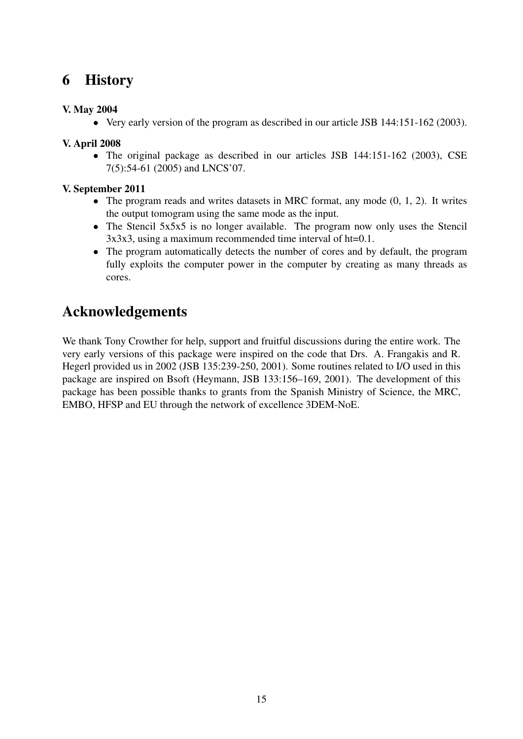# 6 History

**V. May 2004**

- Very early version of the program as described in our article JSB 144:151-162 (2003).

**V. April 2008**

- The original package as described in our articles JSB 144:151-162 (2003), CSE 7(5):54-61 (2005) and LNCS'07.

**V. September 2011**

- The program reads and writes datasets in MRC format, any mode (0, 1, 2). It writes the output tomogram using the same mode as the input.
- The Stencil 5x5x5 is no longer available. The program now only uses the Stencil 3x3x3, using a maximum recommended time interval of ht=0.1.
- The program automatically detects the number of cores and by default, the program fully exploits the computer power in the computer by creating as many threads as cores.

# Acknowledgements

We thank Tony Crowther for help, support and fruitful discussions during the entire work. The very early versions of this package were inspired on the code that Drs. A. Frangakis and R. Hegerl provided us in 2002 (JSB 135:239-250, 2001). Some routines related to I/O used in this package are inspired on Bsoft (Heymann, JSB 133:156–169, 2001). The development of this package has been possible thanks to grants from the Spanish Ministry of Science, the MRC, EMBO, HFSP and EU through the network of excellence 3DEM-NoE.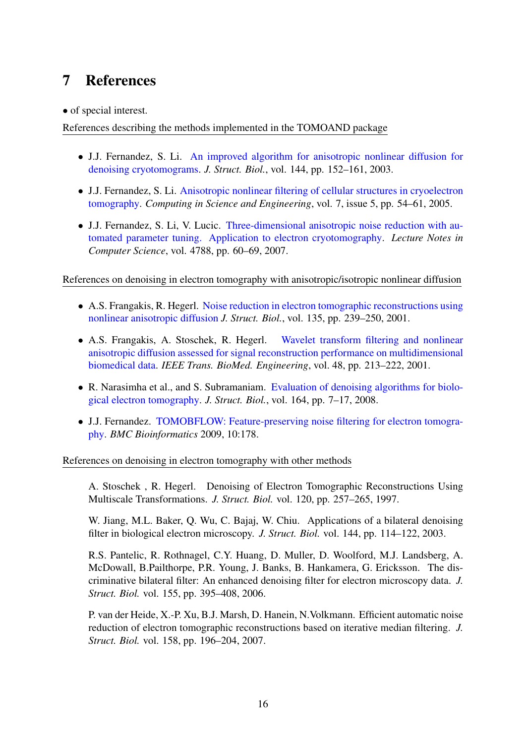## 7 References

• of special interest.

References describing the methods implemented in the TOMOAND package

- J.J. Fernandez, S. Li. An improved algorithm for anisotropic nonlinear diffusion for denoising cryotomograms. *J. Struct. Biol.*, vol. 144, pp. 152–161, 2003.
- J.J. Fernandez, S. Li. Anisotropic nonlinear filtering of cellular structures in cryoelectron tomography. *Computing in Science and Engineering*, vol. 7, issue 5, pp. 54–61, 2005.
- J.J. Fernandez, S. Li, V. Lucic. Three-dimensional anisotropic noise reduction with automated parameter tuning. Application to electron cryotomography. *Lecture Notes in Computer Science*, vol. 4788, pp. 60–69, 2007.

References on denoising in electron tomography with anisotropic/isotropic nonlinear diffusion

- A.S. Frangakis, R. Hegerl. Noise reduction in electron tomographic reconstructions using nonlinear anisotropic diffusion *J. Struct. Biol.*, vol. 135, pp. 239–250, 2001.
- A.S. Frangakis, A. Stoschek, R. Hegerl. Wavelet transform filtering and nonlinear anisotropic diffusion assessed for signal reconstruction performance on multidimensional biomedical data. *IEEE Trans. BioMed. Engineering*, vol. 48, pp. 213–222, 2001.
- R. Narasimha et al., and S. Subramaniam. Evaluation of denoising algorithms for biological electron tomography. *J. Struct. Biol.*, vol. 164, pp. 7–17, 2008.
- J.J. Fernandez. TOMOBFLOW: Feature-preserving noise filtering for electron tomography. *BMC Bioinformatics* 2009, 10:178.

References on denoising in electron tomography with other methods

A. Stoschek , R. Hegerl. Denoising of Electron Tomographic Reconstructions Using Multiscale Transformations. *J. Struct. Biol.* vol. 120, pp. 257–265, 1997.

W. Jiang, M.L. Baker, Q. Wu, C. Bajaj, W. Chiu. Applications of a bilateral denoising filter in biological electron microscopy. *J. Struct. Biol.* vol. 144, pp. 114–122, 2003.

R.S. Pantelic, R. Rothnagel, C.Y. Huang, D. Muller, D. Woolford, M.J. Landsberg, A. McDowall, B.Pailthorpe, P.R. Young, J. Banks, B. Hankamera, G. Ericksson. The discriminative bilateral filter: An enhanced denoising filter for electron microscopy data. *J. Struct. Biol.* vol. 155, pp. 395–408, 2006.

P. van der Heide, X.-P. Xu, B.J. Marsh, D. Hanein, N.Volkmann. Efficient automatic noise reduction of electron tomographic reconstructions based on iterative median filtering. *J. Struct. Biol.* vol. 158, pp. 196–204, 2007.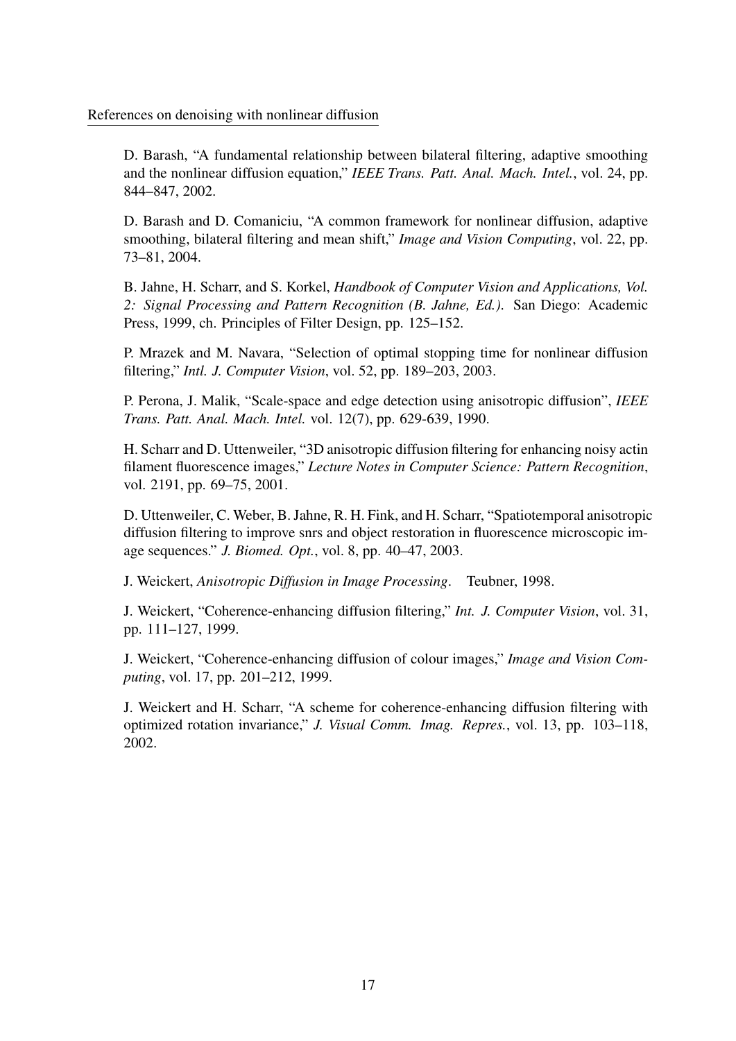References on denoising with nonlinear diffusion

D. Barash, "A fundamental relationship between bilateral filtering, adaptive smoothing and the nonlinear diffusion equation," *IEEE Trans. Patt. Anal. Mach. Intel.*, vol. 24, pp. 844–847, 2002.

D. Barash and D. Comaniciu, "A common framework for nonlinear diffusion, adaptive smoothing, bilateral filtering and mean shift," *Image and Vision Computing*, vol. 22, pp. 73–81, 2004.

B. Jahne, H. Scharr, and S. Korkel, *Handbook of Computer Vision and Applications, Vol. 2: Signal Processing and Pattern Recognition (B. Jahne, Ed.).* San Diego: Academic Press, 1999, ch. Principles of Filter Design, pp. 125–152.

P. Mrazek and M. Navara, "Selection of optimal stopping time for nonlinear diffusion filtering," *Intl. J. Computer Vision*, vol. 52, pp. 189–203, 2003.

P. Perona, J. Malik, "Scale-space and edge detection using anisotropic diffusion", *IEEE Trans. Patt. Anal. Mach. Intel.* vol. 12(7), pp. 629-639, 1990.

H. Scharr and D. Uttenweiler, "3D anisotropic diffusion filtering for enhancing noisy actin filament fluorescence images," *Lecture Notes in Computer Science: Pattern Recognition*, vol. 2191, pp. 69–75, 2001.

D. Uttenweiler, C. Weber, B. Jahne, R. H. Fink, and H. Scharr, "Spatiotemporal anisotropic diffusion filtering to improve snrs and object restoration in fluorescence microscopic image sequences." *J. Biomed. Opt.*, vol. 8, pp. 40–47, 2003.

J. Weickert, *Anisotropic Diffusion in Image Processing*. Teubner, 1998.

J. Weickert, "Coherence-enhancing diffusion filtering," *Int. J. Computer Vision*, vol. 31, pp. 111–127, 1999.

J. Weickert, "Coherence-enhancing diffusion of colour images," *Image and Vision Computing*, vol. 17, pp. 201–212, 1999.

J. Weickert and H. Scharr, "A scheme for coherence-enhancing diffusion filtering with optimized rotation invariance," *J. Visual Comm. Imag. Repres.*, vol. 13, pp. 103–118, 2002.